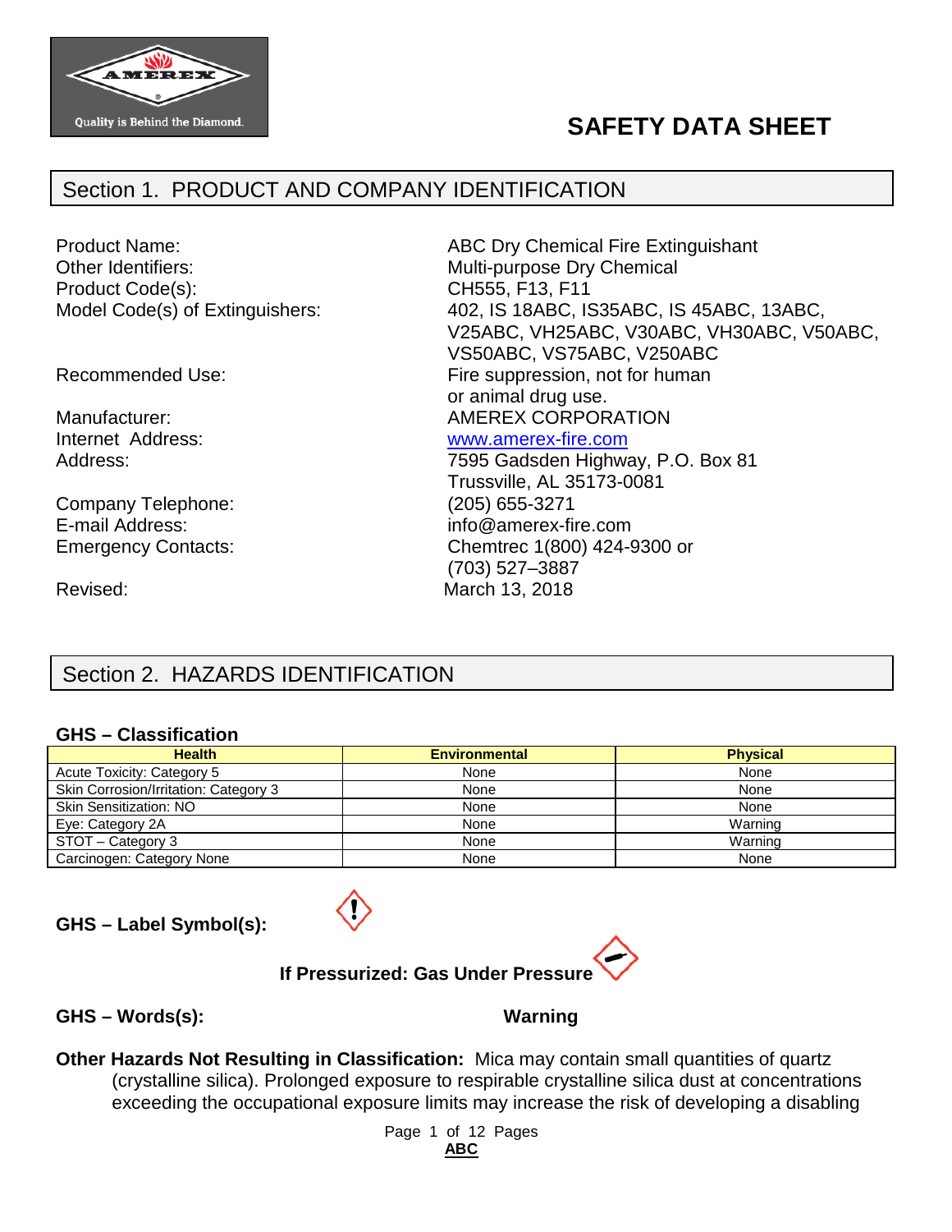# SAFETY DATA SHEET

## Section 1. PRODUCT AND COMPANY IDENTIFICATION

| | |
|---|---|
| Product Name: | ABC Dry Chemical Fire Extinguishant |
| Other Identifiers: | Multi-purpose Dry Chemical |
| Product Code(s): | CH555, F13, F11 |
| Model Code(s) of Extinguishers: | 402, IS 18ABC, IS35ABC, IS 45ABC, 13ABC, V25ABC, VH25ABC, V30ABC, VH30ABC, V50ABC, VS50ABC, VS75ABC, V250ABC |
| Recommended Use: | Fire suppression, not for human or animal drug use. |
| Manufacturer: | AMEREX CORPORATION |
| Internet Address: | www.amerex-fire.com |
| Address: | 7595 Gadsden Highway, P.O. Box 81 Trussville, AL 35173-0081 |
| Company Telephone: | (205) 655-3271 |
| E-mail Address: | info@amerex-fire.com |
| Emergency Contacts: | Chemtrec 1(800) 424-9300 or (703) 527–3887 |
| Revised: | March 13, 2018 |

## Section 2. HAZARDS IDENTIFICATION

### GHS – Classification

| Health | Environmental | Physical |
|---|---|---|
| Acute Toxicity: Category 5 | None | None |
| Skin Corrosion/Irritation: Category 3 | None | None |
| Skin Sensitization: NO | None | None |
| Eye: Category 2A | None | Warning |
| STOT – Category 3 | None | Warning |
| Carcinogen: Category None | None | None |

**GHS – Label Symbol(s):**

**If Pressurized: Gas Under Pressure**

**GHS – Words(s):** **Warning**

**Other Hazards Not Resulting in Classification:** Mica may contain small quantities of quartz (crystalline silica). Prolonged exposure to respirable crystalline silica dust at concentrations exceeding the occupational exposure limits may increase the risk of developing a disabling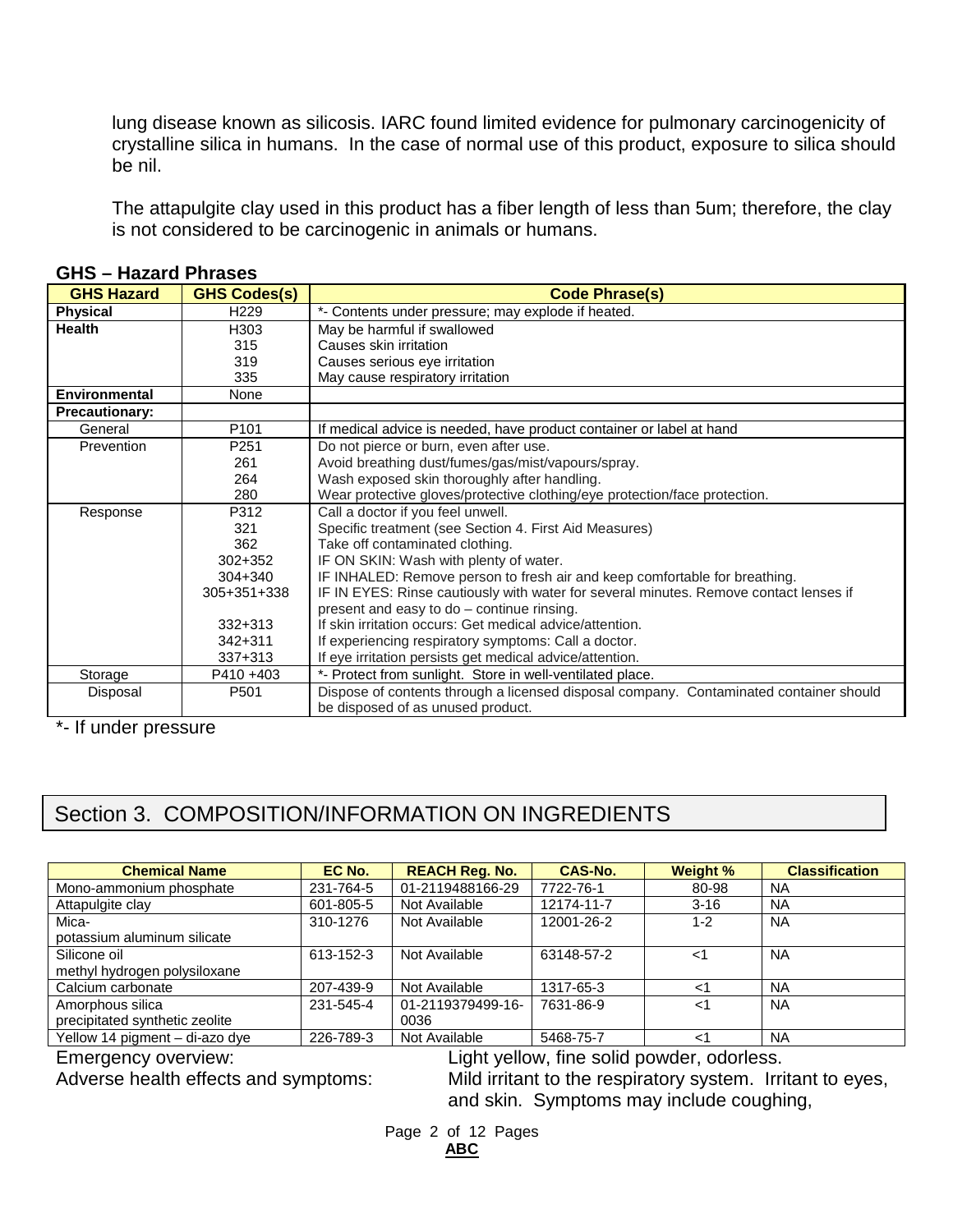lung disease known as silicosis. IARC found limited evidence for pulmonary carcinogenicity of crystalline silica in humans. In the case of normal use of this product, exposure to silica should be nil.

The attapulgite clay used in this product has a fiber length of less than 5um; therefore, the clay is not considered to be carcinogenic in animals or humans.

### GHS – Hazard Phrases

| GHS Hazard | GHS Codes(s) | Code Phrase(s) |
|---|---|---|
| **Physical** | H229 | *- Contents under pressure; may explode if heated. |
| **Health** | H303<br>315<br>319<br>335 | May be harmful if swallowed<br>Causes skin irritation<br>Causes serious eye irritation<br>May cause respiratory irritation |
| **Environmental** | None | |
| **Precautionary:** | | |
| General | P101 | If medical advice is needed, have product container or label at hand |
| Prevention | P251<br>261<br>264<br>280 | Do not pierce or burn, even after use.<br>Avoid breathing dust/fumes/gas/mist/vapours/spray.<br>Wash exposed skin thoroughly after handling.<br>Wear protective gloves/protective clothing/eye protection/face protection. |
| Response | P312<br>321<br>362<br>302+352<br>304+340<br>305+351+338<br><br>332+313<br>342+311<br>337+313 | Call a doctor if you feel unwell.<br>Specific treatment (see Section 4. First Aid Measures)<br>Take off contaminated clothing.<br>IF ON SKIN: Wash with plenty of water.<br>IF INHALED: Remove person to fresh air and keep comfortable for breathing.<br>IF IN EYES: Rinse cautiously with water for several minutes. Remove contact lenses if present and easy to do – continue rinsing.<br>If skin irritation occurs: Get medical advice/attention.<br>If experiencing respiratory symptoms: Call a doctor.<br>If eye irritation persists get medical advice/attention. |
| Storage | P410 +403 | *- Protect from sunlight. Store in well-ventilated place. |
| Disposal | P501 | Dispose of contents through a licensed disposal company. Contaminated container should be disposed of as unused product. |

*- If under pressure

## Section 3. COMPOSITION/INFORMATION ON INGREDIENTS

| Chemical Name | EC No. | REACH Reg. No. | CAS-No. | Weight % | Classification |
|---|---|---|---|---|---|
| Mono-ammonium phosphate | 231-764-5 | 01-2119488166-29 | 7722-76-1 | 80-98 | NA |
| Attapulgite clay | 601-805-5 | Not Available | 12174-11-7 | 3-16 | NA |
| Mica-<br>potassium aluminum silicate | 310-1276 | Not Available | 12001-26-2 | 1-2 | NA |
| Silicone oil<br>methyl hydrogen polysiloxane | 613-152-3 | Not Available | 63148-57-2 | <1 | NA |
| Calcium carbonate | 207-439-9 | Not Available | 1317-65-3 | <1 | NA |
| Amorphous silica<br>precipitated synthetic zeolite | 231-545-4 | 01-2119379499-16-0036 | 7631-86-9 | <1 | NA |
| Yellow 14 pigment – di-azo dye | 226-789-3 | Not Available | 5468-75-7 | <1 | NA |

Emergency overview: Light yellow, fine solid powder, odorless.

Adverse health effects and symptoms: Mild irritant to the respiratory system. Irritant to eyes, and skin. Symptoms may include coughing,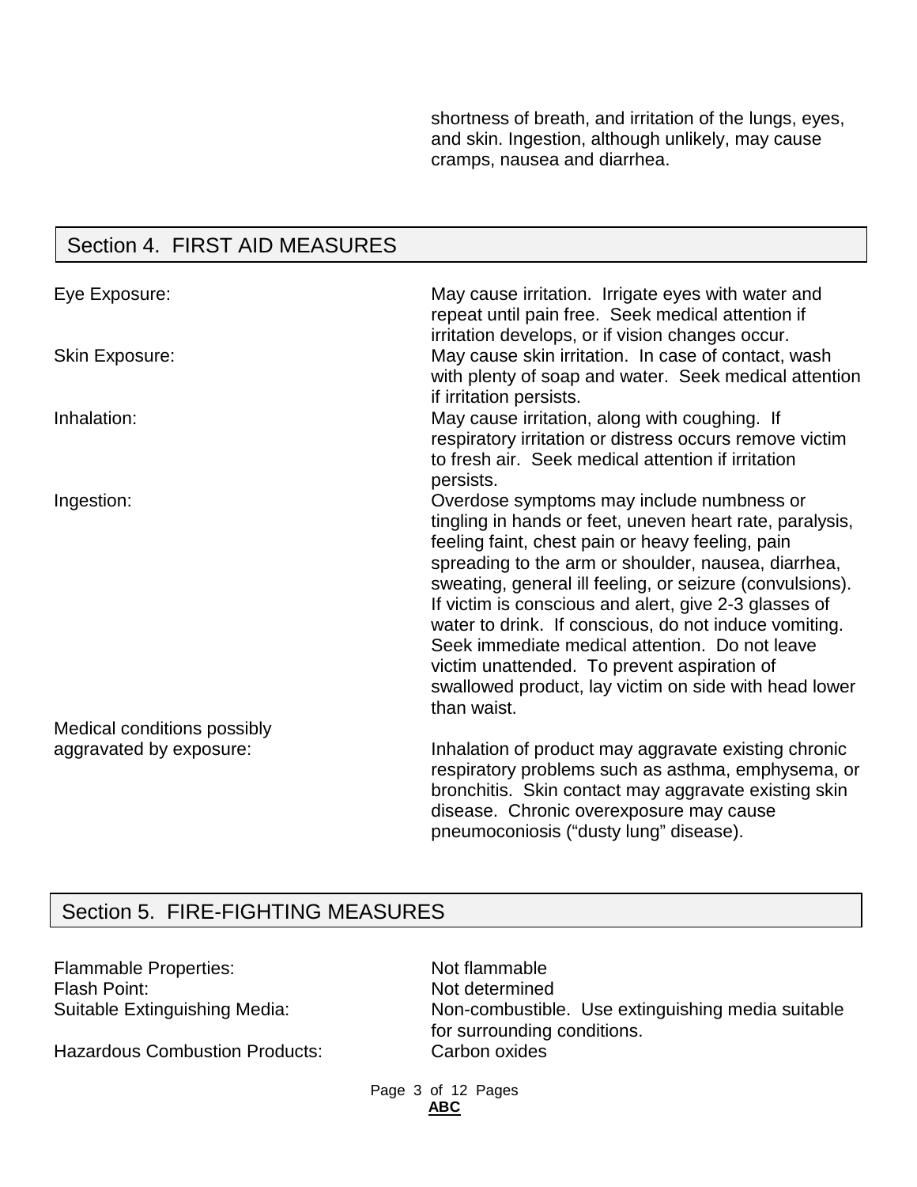shortness of breath, and irritation of the lungs, eyes, and skin. Ingestion, although unlikely, may cause cramps, nausea and diarrhea.

## Section 4. FIRST AID MEASURES

| | |
|---|---|
| Eye Exposure: | May cause irritation. Irrigate eyes with water and repeat until pain free. Seek medical attention if irritation develops, or if vision changes occur. |
| Skin Exposure: | May cause skin irritation. In case of contact, wash with plenty of soap and water. Seek medical attention if irritation persists. |
| Inhalation: | May cause irritation, along with coughing. If respiratory irritation or distress occurs remove victim to fresh air. Seek medical attention if irritation persists. |
| Ingestion: | Overdose symptoms may include numbness or tingling in hands or feet, uneven heart rate, paralysis, feeling faint, chest pain or heavy feeling, pain spreading to the arm or shoulder, nausea, diarrhea, sweating, general ill feeling, or seizure (convulsions). If victim is conscious and alert, give 2-3 glasses of water to drink. If conscious, do not induce vomiting. Seek immediate medical attention. Do not leave victim unattended. To prevent aspiration of swallowed product, lay victim on side with head lower than waist. |
| Medical conditions possibly aggravated by exposure: | Inhalation of product may aggravate existing chronic respiratory problems such as asthma, emphysema, or bronchitis. Skin contact may aggravate existing skin disease. Chronic overexposure may cause pneumoconiosis ("dusty lung" disease). |

## Section 5. FIRE-FIGHTING MEASURES

| | |
|---|---|
| Flammable Properties: | Not flammable |
| Flash Point: | Not determined |
| Suitable Extinguishing Media: | Non-combustible. Use extinguishing media suitable for surrounding conditions. |
| Hazardous Combustion Products: | Carbon oxides |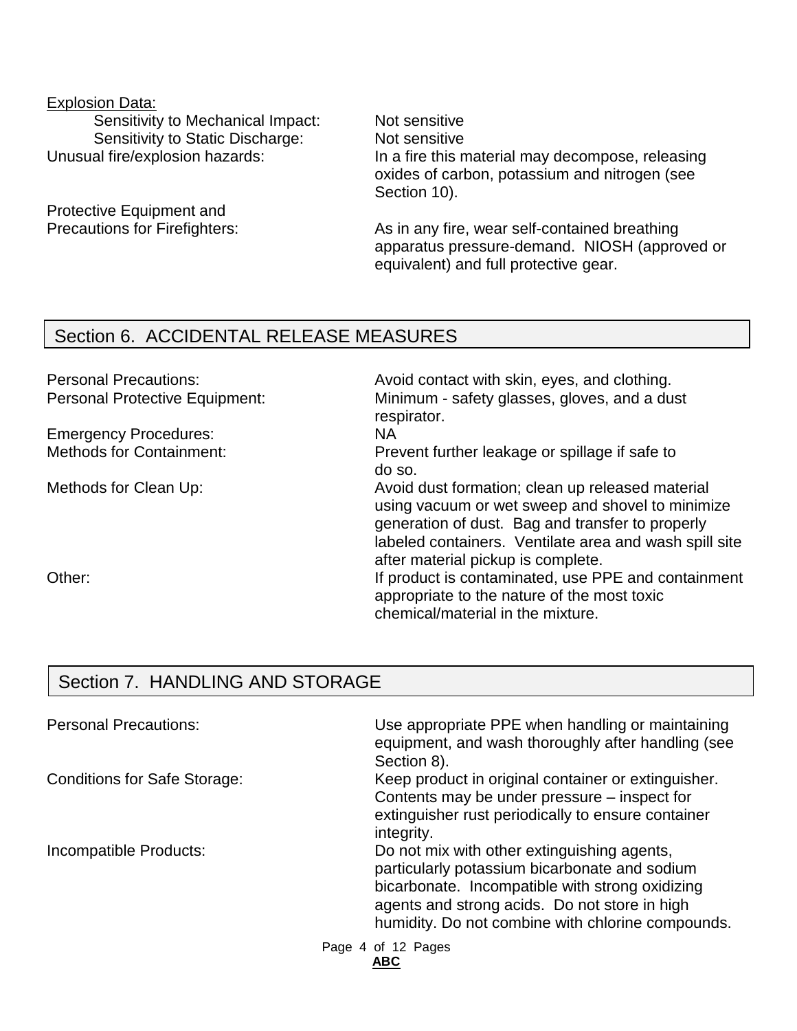Explosion Data:

| | |
|---|---|
| Sensitivity to Mechanical Impact: | Not sensitive |
| Sensitivity to Static Discharge: | Not sensitive |
| Unusual fire/explosion hazards: | In a fire this material may decompose, releasing oxides of carbon, potassium and nitrogen (see Section 10). |
| Protective Equipment and Precautions for Firefighters: | As in any fire, wear self-contained breathing apparatus pressure-demand. NIOSH (approved or equivalent) and full protective gear. |

## Section 6. ACCIDENTAL RELEASE MEASURES

| | |
|---|---|
| Personal Precautions: | Avoid contact with skin, eyes, and clothing. |
| Personal Protective Equipment: | Minimum - safety glasses, gloves, and a dust respirator. |
| Emergency Procedures: | NA |
| Methods for Containment: | Prevent further leakage or spillage if safe to do so. |
| Methods for Clean Up: | Avoid dust formation; clean up released material using vacuum or wet sweep and shovel to minimize generation of dust. Bag and transfer to properly labeled containers. Ventilate area and wash spill site after material pickup is complete. |
| Other: | If product is contaminated, use PPE and containment appropriate to the nature of the most toxic chemical/material in the mixture. |

## Section 7. HANDLING AND STORAGE

| | |
|---|---|
| Personal Precautions: | Use appropriate PPE when handling or maintaining equipment, and wash thoroughly after handling (see Section 8). |
| Conditions for Safe Storage: | Keep product in original container or extinguisher. Contents may be under pressure – inspect for extinguisher rust periodically to ensure container integrity. |
| Incompatible Products: | Do not mix with other extinguishing agents, particularly potassium bicarbonate and sodium bicarbonate. Incompatible with strong oxidizing agents and strong acids. Do not store in high humidity. Do not combine with chlorine compounds. |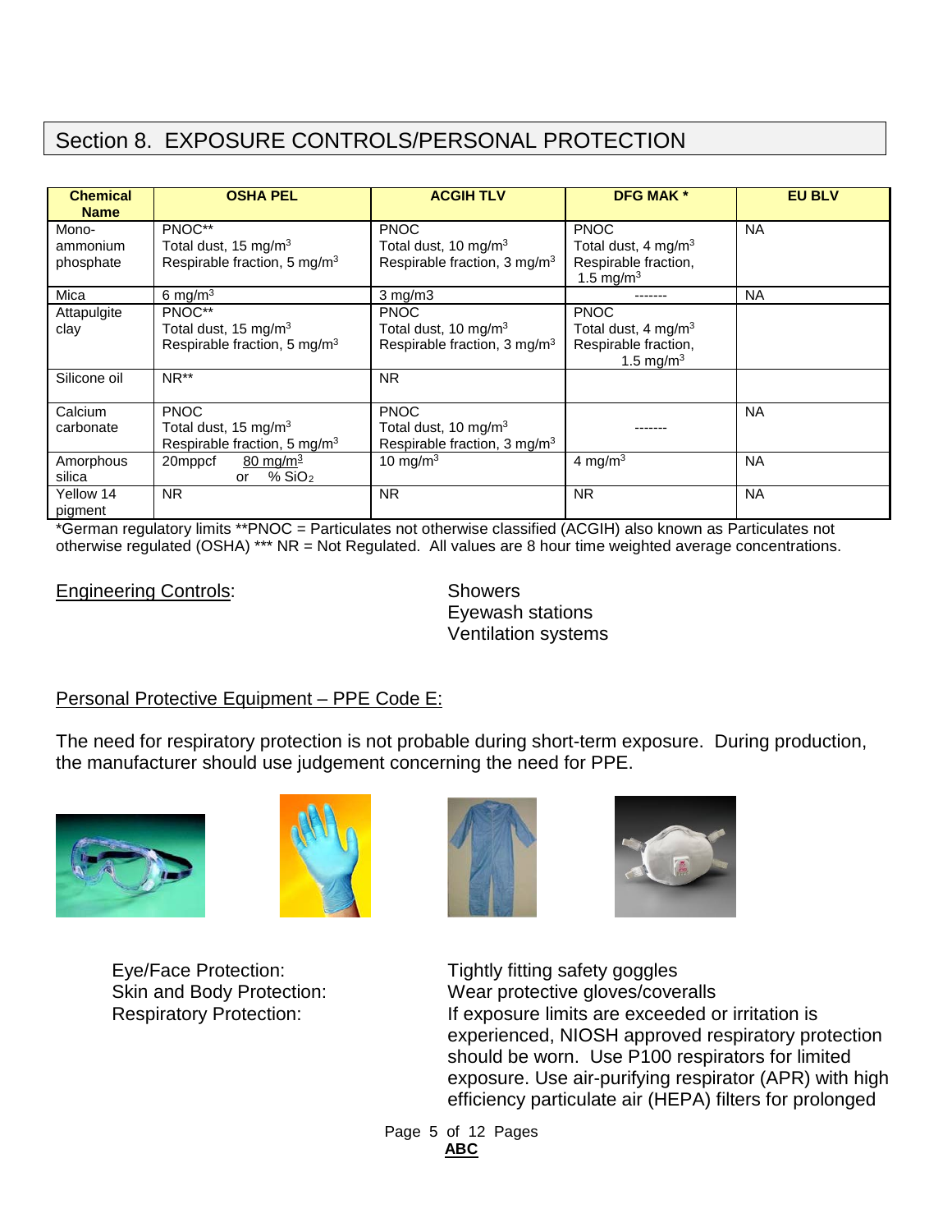## Section 8. EXPOSURE CONTROLS/PERSONAL PROTECTION

| Chemical Name | OSHA PEL | ACGIH TLV | DFG MAK * | EU BLV |
|---|---|---|---|---|
| Mono-ammonium phosphate | PNOC**<br>Total dust, 15 mg/m$^3$<br>Respirable fraction, 5 mg/m$^3$ | PNOC<br>Total dust, 10 mg/m$^3$<br>Respirable fraction, 3 mg/m$^3$ | PNOC<br>Total dust, 4 mg/m$^3$<br>Respirable fraction, 1.5 mg/m$^3$ | NA |
| Mica | 6 mg/m$^3$ | 3 mg/m3 | ------- | NA |
| Attapulgite clay | PNOC**<br>Total dust, 15 mg/m$^3$<br>Respirable fraction, 5 mg/m$^3$ | PNOC<br>Total dust, 10 mg/m$^3$<br>Respirable fraction, 3 mg/m$^3$ | PNOC<br>Total dust, 4 mg/m$^3$<br>Respirable fraction, 1.5 mg/m$^3$ | |
| Silicone oil | NR** | NR | | |
| Calcium carbonate | PNOC<br>Total dust, 15 mg/m$^3$<br>Respirable fraction, 5 mg/m$^3$ | PNOC<br>Total dust, 10 mg/m$^3$<br>Respirable fraction, 3 mg/m$^3$ | ------- | NA |
| Amorphous silica | 20mppcf or $\frac{80\ mg/m^3}{\%\ SiO_2}$ | 10 mg/m$^3$ | 4 mg/m$^3$ | NA |
| Yellow 14 pigment | NR | NR | NR | NA |

*German regulatory limits **PNOC = Particulates not otherwise classified (ACGIH) also known as Particulates not otherwise regulated (OSHA) *** NR = Not Regulated. All values are 8 hour time weighted average concentrations.

Engineering Controls:

- Showers
- Eyewash stations
- Ventilation systems

Personal Protective Equipment – PPE Code E:

The need for respiratory protection is not probable during short-term exposure. During production, the manufacturer should use judgement concerning the need for PPE.

Eye/Face Protection: Tightly fitting safety goggles

Skin and Body Protection: Wear protective gloves/coveralls

Respiratory Protection: If exposure limits are exceeded or irritation is experienced, NIOSH approved respiratory protection should be worn. Use P100 respirators for limited exposure. Use air-purifying respirator (APR) with high efficiency particulate air (HEPA) filters for prolonged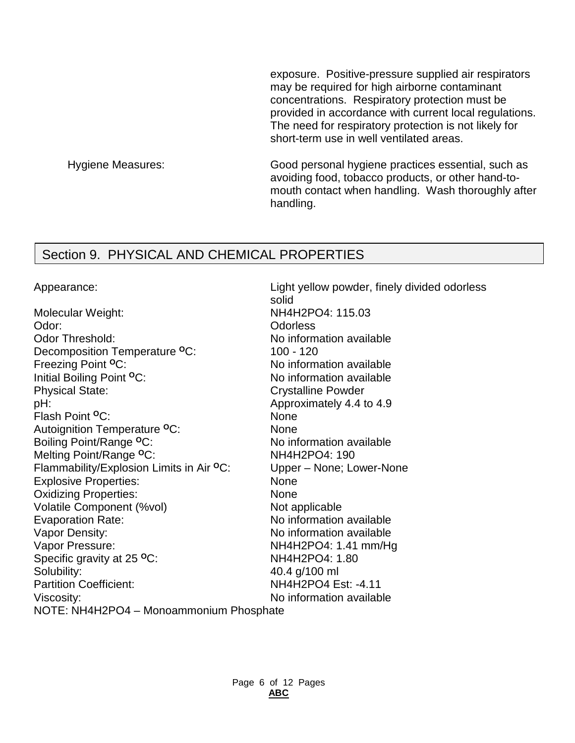exposure. Positive-pressure supplied air respirators may be required for high airborne contaminant concentrations. Respiratory protection must be provided in accordance with current local regulations. The need for respiratory protection is not likely for short-term use in well ventilated areas.

| | |
|---|---|
| Hygiene Measures: | Good personal hygiene practices essential, such as avoiding food, tobacco products, or other hand-to-mouth contact when handling. Wash thoroughly after handling. |

## Section 9. PHYSICAL AND CHEMICAL PROPERTIES

| | |
|---|---|
| Appearance: | Light yellow powder, finely divided odorless solid |
| Molecular Weight: | $NH_4H_2PO_4$: 115.03 |
| Odor: | Odorless |
| Odor Threshold: | No information available |
| Decomposition Temperature °C: | 100 - 120 |
| Freezing Point °C: | No information available |
| Initial Boiling Point °C: | No information available |
| Physical State: | Crystalline Powder |
| pH: | Approximately 4.4 to 4.9 |
| Flash Point °C: | None |
| Autoignition Temperature °C: | None |
| Boiling Point/Range °C: | No information available |
| Melting Point/Range °C: | $NH_4H_2PO_4$: 190 |
| Flammability/Explosion Limits in Air °C: | Upper – None; Lower-None |
| Explosive Properties: | None |
| Oxidizing Properties: | None |
| Volatile Component (%vol) | Not applicable |
| Evaporation Rate: | No information available |
| Vapor Density: | No information available |
| Vapor Pressure: | $NH_4H_2PO_4$: 1.41 mm/Hg |
| Specific gravity at 25 °C: | $NH_4H_2PO_4$: 1.80 |
| Solubility: | 40.4 g/100 ml |
| Partition Coefficient: | $NH_4H_2PO_4$ Est: -4.11 |
| Viscosity: | No information available |

NOTE: $NH_4H_2PO_4$ – Monoammonium Phosphate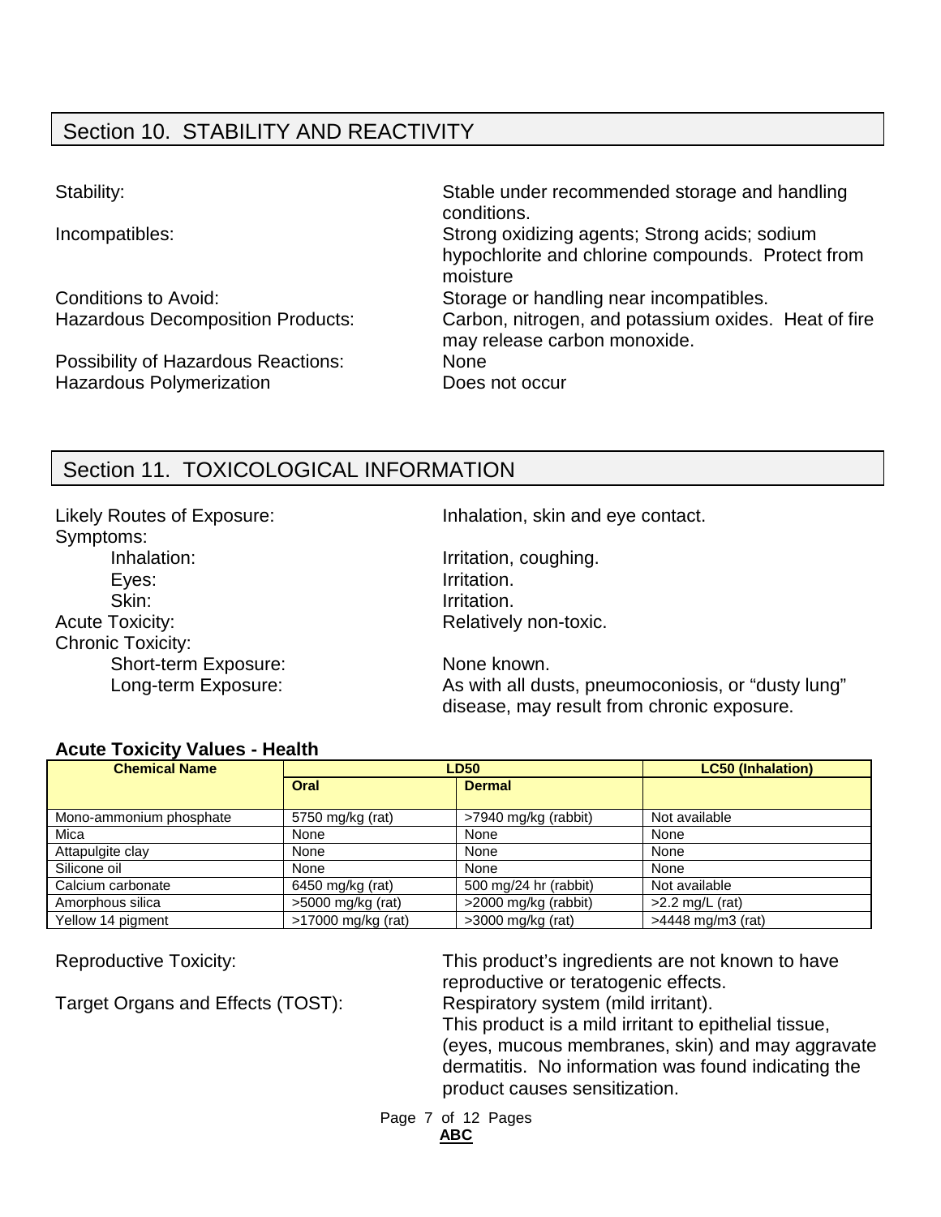## Section 10. STABILITY AND REACTIVITY

Stability: Stable under recommended storage and handling conditions.

Incompatibles: Strong oxidizing agents; Strong acids; sodium hypochlorite and chlorine compounds. Protect from moisture

Conditions to Avoid: Storage or handling near incompatibles.

Hazardous Decomposition Products: Carbon, nitrogen, and potassium oxides. Heat of fire may release carbon monoxide.

Possibility of Hazardous Reactions: None

Hazardous Polymerization: Does not occur

## Section 11. TOXICOLOGICAL INFORMATION

Likely Routes of Exposure: Inhalation, skin and eye contact.

Symptoms:

- Inhalation: Irritation, coughing.
- Eyes: Irritation.
- Skin: Irritation.

Acute Toxicity: Relatively non-toxic.

Chronic Toxicity:

- Short-term Exposure: None known.
- Long-term Exposure: As with all dusts, pneumoconiosis, or “dusty lung” disease, may result from chronic exposure.

**Acute Toxicity Values - Health**

| Chemical Name | LD50 | | LC50 (Inhalation) |
|---|---|---|---|
| | Oral | Dermal | |
| Mono-ammonium phosphate | 5750 mg/kg (rat) | >7940 mg/kg (rabbit) | Not available |
| Mica | None | None | None |
| Attapulgite clay | None | None | None |
| Silicone oil | None | None | None |
| Calcium carbonate | 6450 mg/kg (rat) | 500 mg/24 hr (rabbit) | Not available |
| Amorphous silica | >5000 mg/kg (rat) | >2000 mg/kg (rabbit) | >2.2 mg/L (rat) |
| Yellow 14 pigment | >17000 mg/kg (rat) | >3000 mg/kg (rat) | >4448 mg/m3 (rat) |

Reproductive Toxicity: This product’s ingredients are not known to have reproductive or teratogenic effects.

Target Organs and Effects (TOST): Respiratory system (mild irritant). This product is a mild irritant to epithelial tissue, (eyes, mucous membranes, skin) and may aggravate dermatitis. No information was found indicating the product causes sensitization.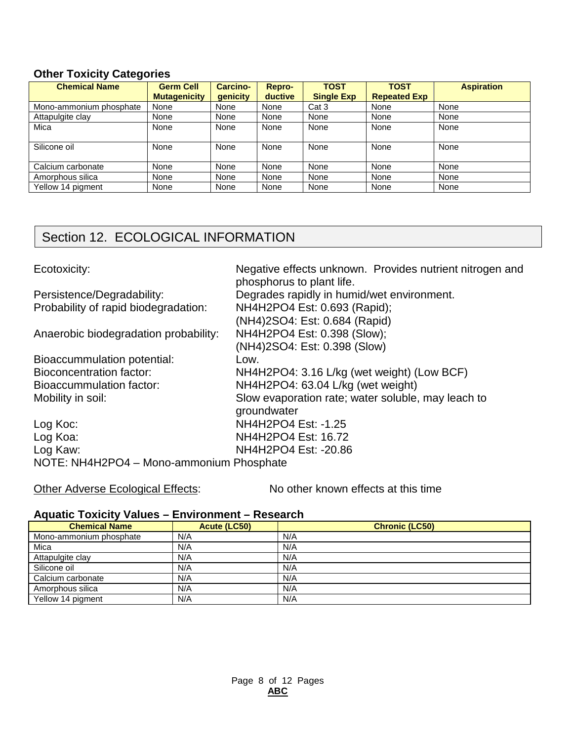### Other Toxicity Categories

| Chemical Name | Germ Cell Mutagenicity | Carcino-genicity | Repro-ductive | TOST Single Exp | TOST Repeated Exp | Aspiration |
|---|---|---|---|---|---|---|
| Mono-ammonium phosphate | None | None | None | Cat 3 | None | None |
| Attapulgite clay | None | None | None | None | None | None |
| Mica | None | None | None | None | None | None |
| Silicone oil | None | None | None | None | None | None |
| Calcium carbonate | None | None | None | None | None | None |
| Amorphous silica | None | None | None | None | None | None |
| Yellow 14 pigment | None | None | None | None | None | None |

## Section 12. ECOLOGICAL INFORMATION

Ecotoxicity: Negative effects unknown. Provides nutrient nitrogen and phosphorus to plant life.

Persistence/Degradability: Degrades rapidly in humid/wet environment.

Probability of rapid biodegradation: $NH_4H_2PO_4$ Est: 0.693 (Rapid); $(NH_4)_2SO_4$: Est: 0.684 (Rapid)

Anaerobic biodegradation probability: $NH_4H_2PO_4$ Est: 0.398 (Slow); $(NH_4)_2SO_4$: Est: 0.398 (Slow)

Bioaccummulation potential: Low.

Bioconcentration factor: $NH_4H_2PO_4$: 3.16 L/kg (wet weight) (Low BCF)

Bioaccummulation factor: $NH_4H_2PO_4$: 63.04 L/kg (wet weight)

Mobility in soil: Slow evaporation rate; water soluble, may leach to groundwater

Log Koc: $NH_4H_2PO_4$ Est: -1.25

Log Koa: $NH_4H_2PO_4$ Est: 16.72

Log Kaw: $NH_4H_2PO_4$ Est: -20.86

NOTE: $NH_4H_2PO_4$ – Mono-ammonium Phosphate

Other Adverse Ecological Effects: No other known effects at this time

### Aquatic Toxicity Values – Environment – Research

| Chemical Name | Acute (LC50) | Chronic (LC50) |
|---|---|---|
| Mono-ammonium phosphate | N/A | N/A |
| Mica | N/A | N/A |
| Attapulgite clay | N/A | N/A |
| Silicone oil | N/A | N/A |
| Calcium carbonate | N/A | N/A |
| Amorphous silica | N/A | N/A |
| Yellow 14 pigment | N/A | N/A |

**ABC**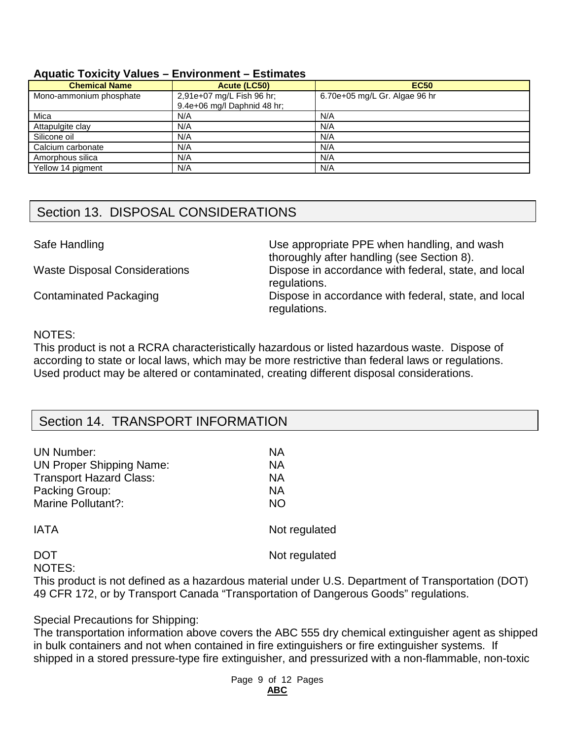### Aquatic Toxicity Values – Environment – Estimates

| Chemical Name | Acute (LC50) | EC50 |
|---|---|---|
| Mono-ammonium phosphate | 2,91e+07 mg/L Fish 96 hr; 9.4e+06 mg/l Daphnid 48 hr; | 6.70e+05 mg/L Gr. Algae 96 hr |
| Mica | N/A | N/A |
| Attapulgite clay | N/A | N/A |
| Silicone oil | N/A | N/A |
| Calcium carbonate | N/A | N/A |
| Amorphous silica | N/A | N/A |
| Yellow 14 pigment | N/A | N/A |

## Section 13. DISPOSAL CONSIDERATIONS

| | |
|---|---|
| Safe Handling | Use appropriate PPE when handling, and wash thoroughly after handling (see Section 8). |
| Waste Disposal Considerations | Dispose in accordance with federal, state, and local regulations. |
| Contaminated Packaging | Dispose in accordance with federal, state, and local regulations. |

NOTES:
This product is not a RCRA characteristically hazardous or listed hazardous waste. Dispose of according to state or local laws, which may be more restrictive than federal laws or regulations. Used product may be altered or contaminated, creating different disposal considerations.

## Section 14. TRANSPORT INFORMATION

| | |
|---|---|
| UN Number: | NA |
| UN Proper Shipping Name: | NA |
| Transport Hazard Class: | NA |
| Packing Group: | NA |
| Marine Pollutant?: | NO |
| IATA | Not regulated |
| DOT | Not regulated |

NOTES:
This product is not defined as a hazardous material under U.S. Department of Transportation (DOT) 49 CFR 172, or by Transport Canada “Transportation of Dangerous Goods” regulations.

Special Precautions for Shipping:
The transportation information above covers the ABC 555 dry chemical extinguisher agent as shipped in bulk containers and not when contained in fire extinguishers or fire extinguisher systems. If shipped in a stored pressure-type fire extinguisher, and pressurized with a non-flammable, non-toxic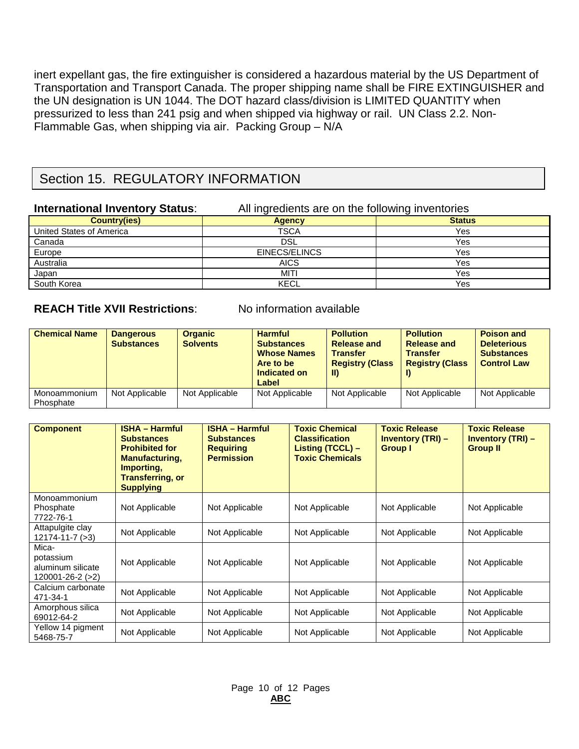inert expellant gas, the fire extinguisher is considered a hazardous material by the US Department of Transportation and Transport Canada. The proper shipping name shall be FIRE EXTINGUISHER and the UN designation is UN 1044. The DOT hazard class/division is LIMITED QUANTITY when pressurized to less than 241 psig and when shipped via highway or rail. UN Class 2.2. Non-Flammable Gas, when shipping via air. Packing Group – N/A

## Section 15. REGULATORY INFORMATION

**International Inventory Status**: All ingredients are on the following inventories

| Country(ies) | Agency | Status |
|---|---|---|
| United States of America | TSCA | Yes |
| Canada | DSL | Yes |
| Europe | EINECS/ELINCS | Yes |
| Australia | AICS | Yes |
| Japan | MITI | Yes |
| South Korea | KECL | Yes |

**REACH Title XVII Restrictions**: No information available

| Chemical Name | Dangerous Substances | Organic Solvents | Harmful Substances Whose Names Are to be Indicated on Label | Pollution Release and Transfer Registry (Class II) | Pollution Release and Transfer Registry (Class I) | Poison and Deleterious Substances Control Law |
|---|---|---|---|---|---|---|
| Monoammonium Phosphate | Not Applicable | Not Applicable | Not Applicable | Not Applicable | Not Applicable | Not Applicable |

| Component | ISHA – Harmful Substances Prohibited for Manufacturing, Importing, Transferring, or Supplying | ISHA – Harmful Substances Requiring Permission | Toxic Chemical Classification Listing (TCCL) – Toxic Chemicals | Toxic Release Inventory (TRI) – Group I | Toxic Release Inventory (TRI) – Group II |
|---|---|---|---|---|---|
| Monoammonium Phosphate 7722-76-1 | Not Applicable | Not Applicable | Not Applicable | Not Applicable | Not Applicable |
| Attapulgite clay 12174-11-7 (>3) | Not Applicable | Not Applicable | Not Applicable | Not Applicable | Not Applicable |
| Mica-potassium aluminum silicate 120001-26-2 (>2) | Not Applicable | Not Applicable | Not Applicable | Not Applicable | Not Applicable |
| Calcium carbonate 471-34-1 | Not Applicable | Not Applicable | Not Applicable | Not Applicable | Not Applicable |
| Amorphous silica 69012-64-2 | Not Applicable | Not Applicable | Not Applicable | Not Applicable | Not Applicable |
| Yellow 14 pigment 5468-75-7 | Not Applicable | Not Applicable | Not Applicable | Not Applicable | Not Applicable |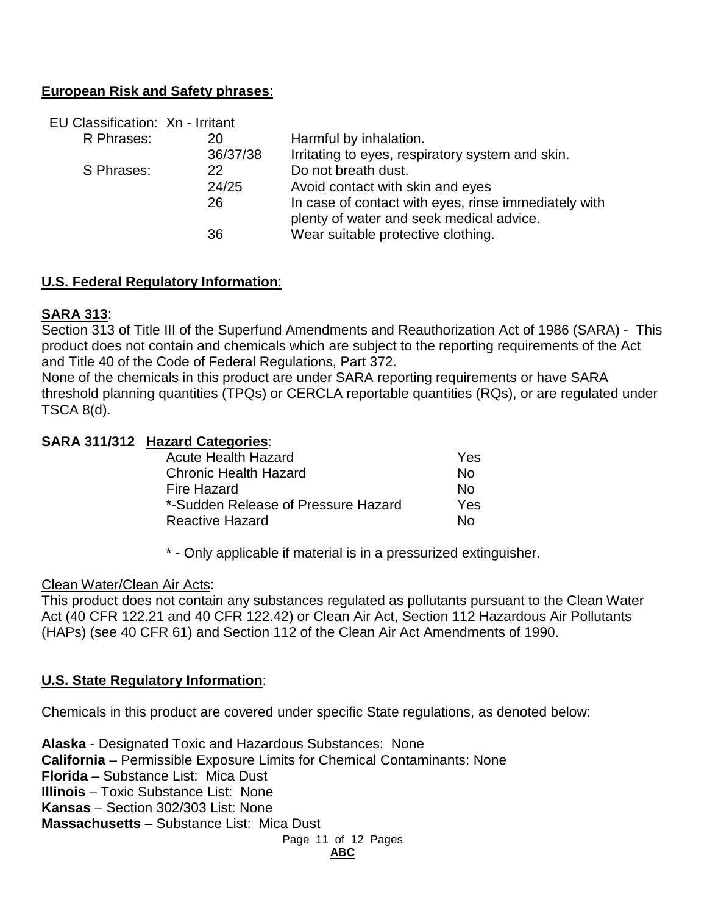**European Risk and Safety phrases**:

EU Classification: Xn - Irritant

| | | |
|---|---|---|
| R Phrases: | 20 | Harmful by inhalation. |
| | 36/37/38 | Irritating to eyes, respiratory system and skin. |
| S Phrases: | 22 | Do not breath dust. |
| | 24/25 | Avoid contact with skin and eyes |
| | 26 | In case of contact with eyes, rinse immediately with plenty of water and seek medical advice. |
| | 36 | Wear suitable protective clothing. |

**U.S. Federal Regulatory Information**:

**SARA 313**:

Section 313 of Title III of the Superfund Amendments and Reauthorization Act of 1986 (SARA) - This product does not contain and chemicals which are subject to the reporting requirements of the Act and Title 40 of the Code of Federal Regulations, Part 372.

None of the chemicals in this product are under SARA reporting requirements or have SARA threshold planning quantities (TPQs) or CERCLA reportable quantities (RQs), or are regulated under TSCA 8(d).

**SARA 311/312 Hazard Categories**:

| | |
|---|---|
| Acute Health Hazard | Yes |
| Chronic Health Hazard | No |
| Fire Hazard | No |
| *-Sudden Release of Pressure Hazard | Yes |
| Reactive Hazard | No |

\* - Only applicable if material is in a pressurized extinguisher.

Clean Water/Clean Air Acts:

This product does not contain any substances regulated as pollutants pursuant to the Clean Water Act (40 CFR 122.21 and 40 CFR 122.42) or Clean Air Act, Section 112 Hazardous Air Pollutants (HAPs) (see 40 CFR 61) and Section 112 of the Clean Air Act Amendments of 1990.

**U.S. State Regulatory Information**:

Chemicals in this product are covered under specific State regulations, as denoted below:

**Alaska** - Designated Toxic and Hazardous Substances: None
**California** – Permissible Exposure Limits for Chemical Contaminants: None
**Florida** – Substance List: Mica Dust
**Illinois** – Toxic Substance List: None
**Kansas** – Section 302/303 List: None
**Massachusetts** – Substance List: Mica Dust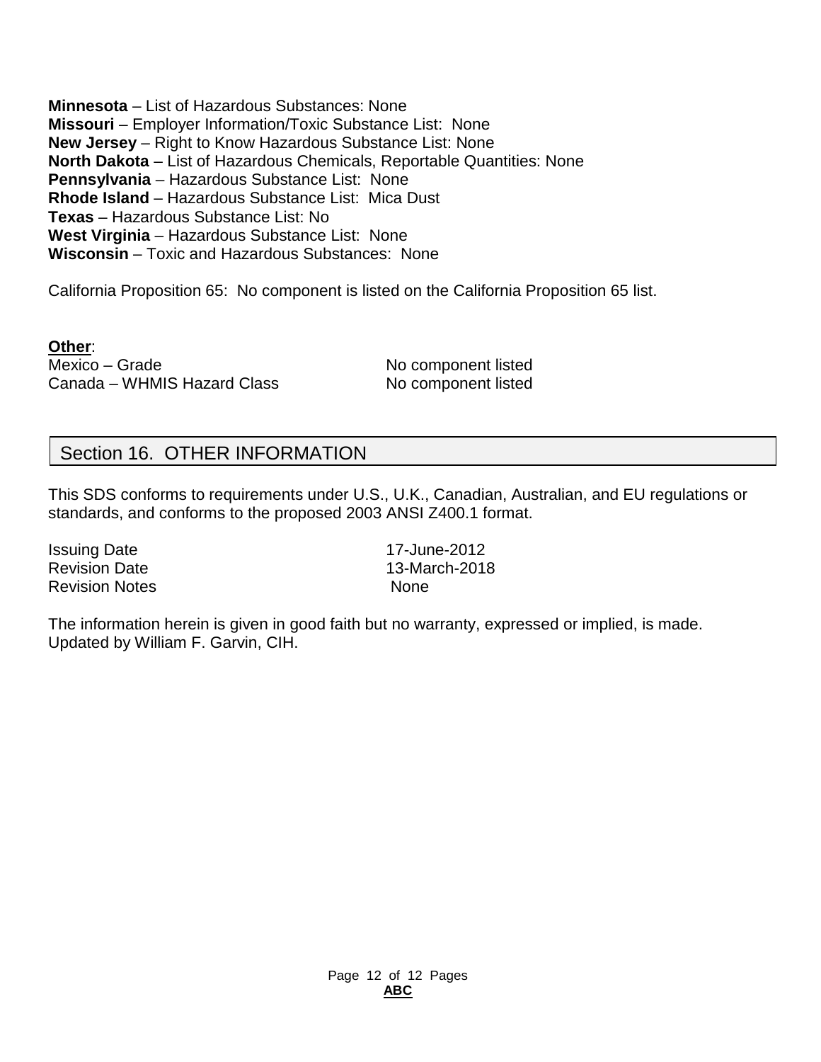**Minnesota** – List of Hazardous Substances: None
**Missouri** – Employer Information/Toxic Substance List: None
**New Jersey** – Right to Know Hazardous Substance List: None
**North Dakota** – List of Hazardous Chemicals, Reportable Quantities: None
**Pennsylvania** – Hazardous Substance List: None
**Rhode Island** – Hazardous Substance List: Mica Dust
**Texas** – Hazardous Substance List: No
**West Virginia** – Hazardous Substance List: None
**Wisconsin** – Toxic and Hazardous Substances: None

California Proposition 65: No component is listed on the California Proposition 65 list.

**Other**:

| | |
|---|---|
| Mexico – Grade | No component listed |
| Canada – WHMIS Hazard Class | No component listed |

## Section 16. OTHER INFORMATION

This SDS conforms to requirements under U.S., U.K., Canadian, Australian, and EU regulations or standards, and conforms to the proposed 2003 ANSI Z400.1 format.

| | |
|---|---|
| Issuing Date | 17-June-2012 |
| Revision Date | 13-March-2018 |
| Revision Notes | None |

The information herein is given in good faith but no warranty, expressed or implied, is made.
Updated by William F. Garvin, CIH.